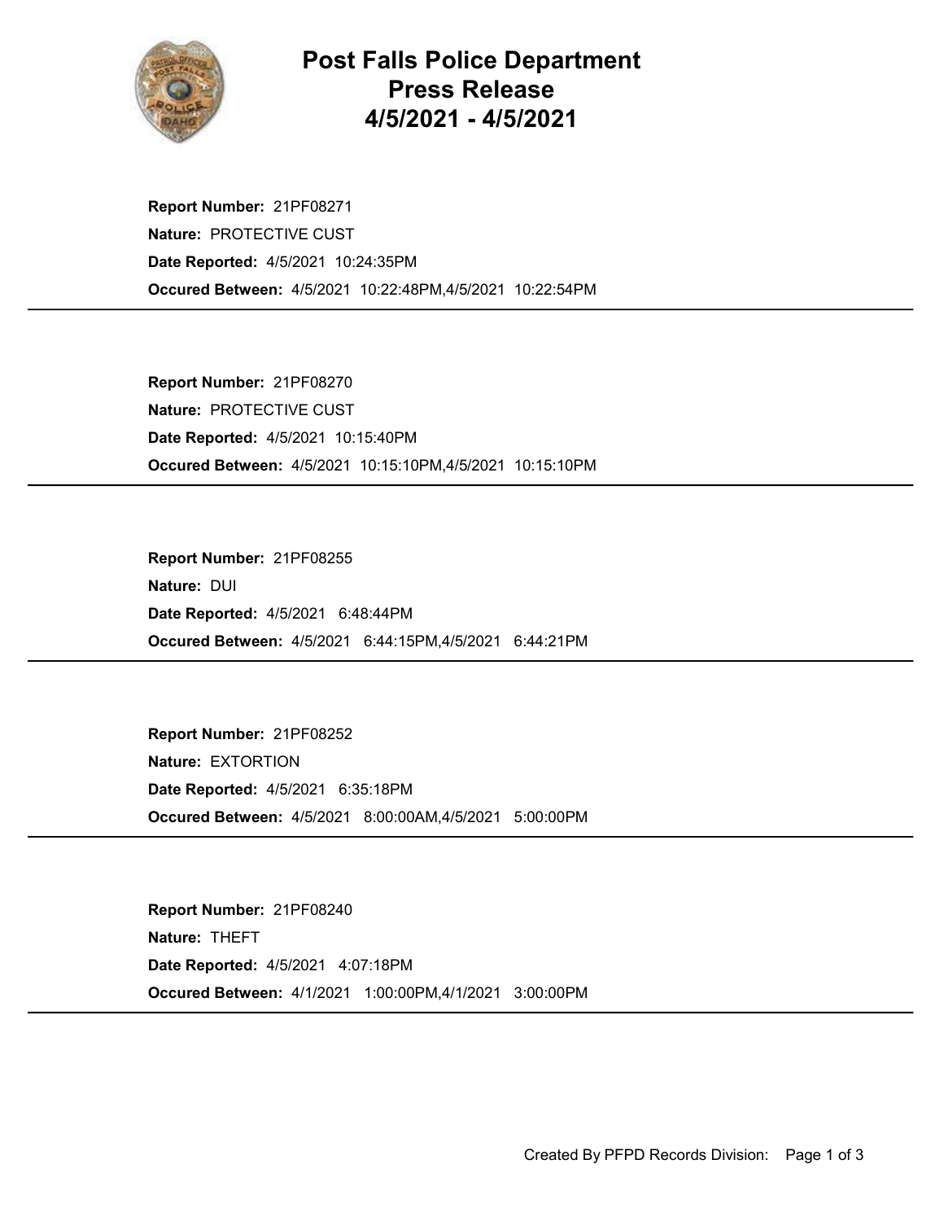# Post Falls Police Department Press Release 4/5/2021 - 4/5/2021

**Report Number:** 21PF08271
**Nature:** PROTECTIVE CUST
**Date Reported:** 4/5/2021 10:24:35PM
**Occured Between:** 4/5/2021 10:22:48PM,4/5/2021 10:22:54PM

---

**Report Number:** 21PF08270
**Nature:** PROTECTIVE CUST
**Date Reported:** 4/5/2021 10:15:40PM
**Occured Between:** 4/5/2021 10:15:10PM,4/5/2021 10:15:10PM

---

**Report Number:** 21PF08255
**Nature:** DUI
**Date Reported:** 4/5/2021 6:48:44PM
**Occured Between:** 4/5/2021 6:44:15PM,4/5/2021 6:44:21PM

---

**Report Number:** 21PF08252
**Nature:** EXTORTION
**Date Reported:** 4/5/2021 6:35:18PM
**Occured Between:** 4/5/2021 8:00:00AM,4/5/2021 5:00:00PM

---

**Report Number:** 21PF08240
**Nature:** THEFT
**Date Reported:** 4/5/2021 4:07:18PM
**Occured Between:** 4/1/2021 1:00:00PM,4/1/2021 3:00:00PM

---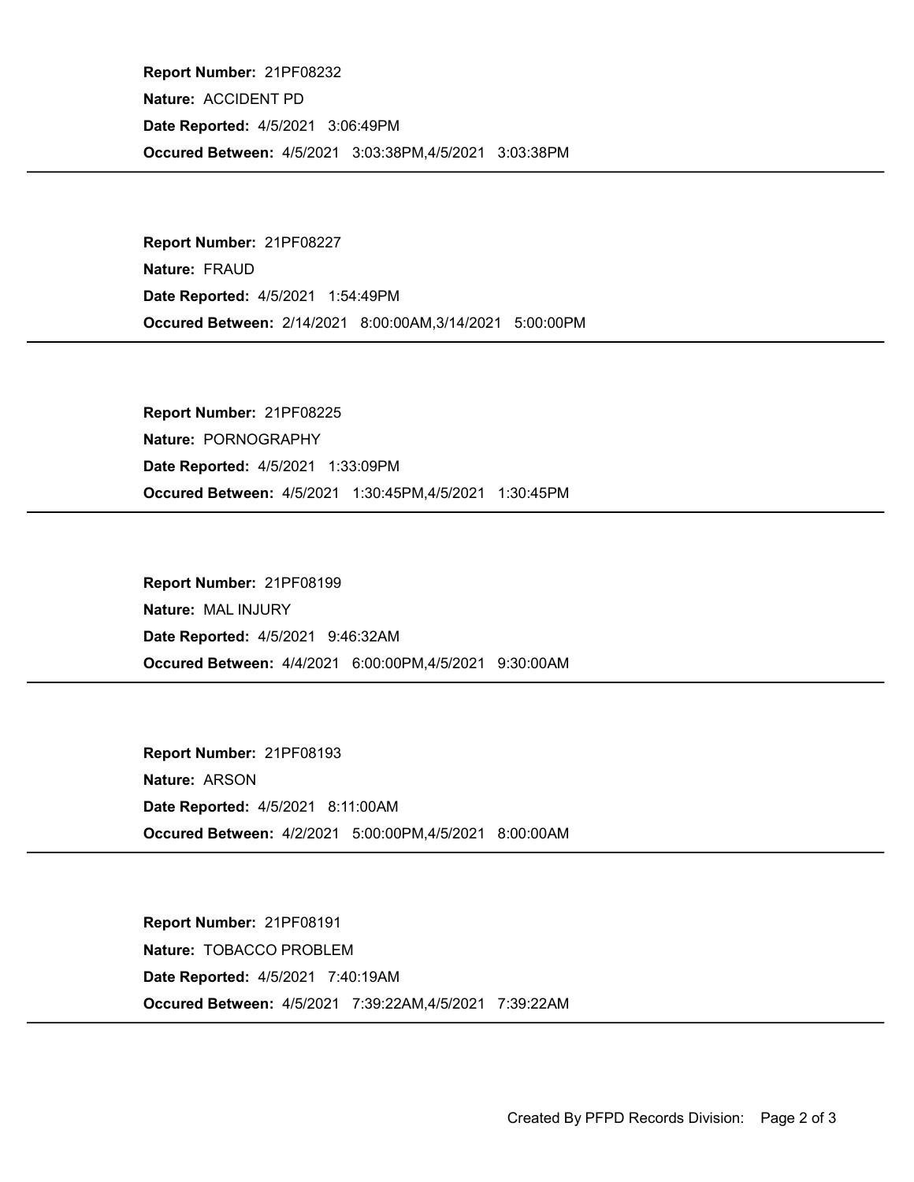**Report Number:** 21PF08232
**Nature:** ACCIDENT PD
**Date Reported:** 4/5/2021 3:06:49PM
**Occured Between:** 4/5/2021 3:03:38PM,4/5/2021 3:03:38PM

---

**Report Number:** 21PF08227
**Nature:** FRAUD
**Date Reported:** 4/5/2021 1:54:49PM
**Occured Between:** 2/14/2021 8:00:00AM,3/14/2021 5:00:00PM

---

**Report Number:** 21PF08225
**Nature:** PORNOGRAPHY
**Date Reported:** 4/5/2021 1:33:09PM
**Occured Between:** 4/5/2021 1:30:45PM,4/5/2021 1:30:45PM

---

**Report Number:** 21PF08199
**Nature:** MAL INJURY
**Date Reported:** 4/5/2021 9:46:32AM
**Occured Between:** 4/4/2021 6:00:00PM,4/5/2021 9:30:00AM

---

**Report Number:** 21PF08193
**Nature:** ARSON
**Date Reported:** 4/5/2021 8:11:00AM
**Occured Between:** 4/2/2021 5:00:00PM,4/5/2021 8:00:00AM

---

**Report Number:** 21PF08191
**Nature:** TOBACCO PROBLEM
**Date Reported:** 4/5/2021 7:40:19AM
**Occured Between:** 4/5/2021 7:39:22AM,4/5/2021 7:39:22AM

---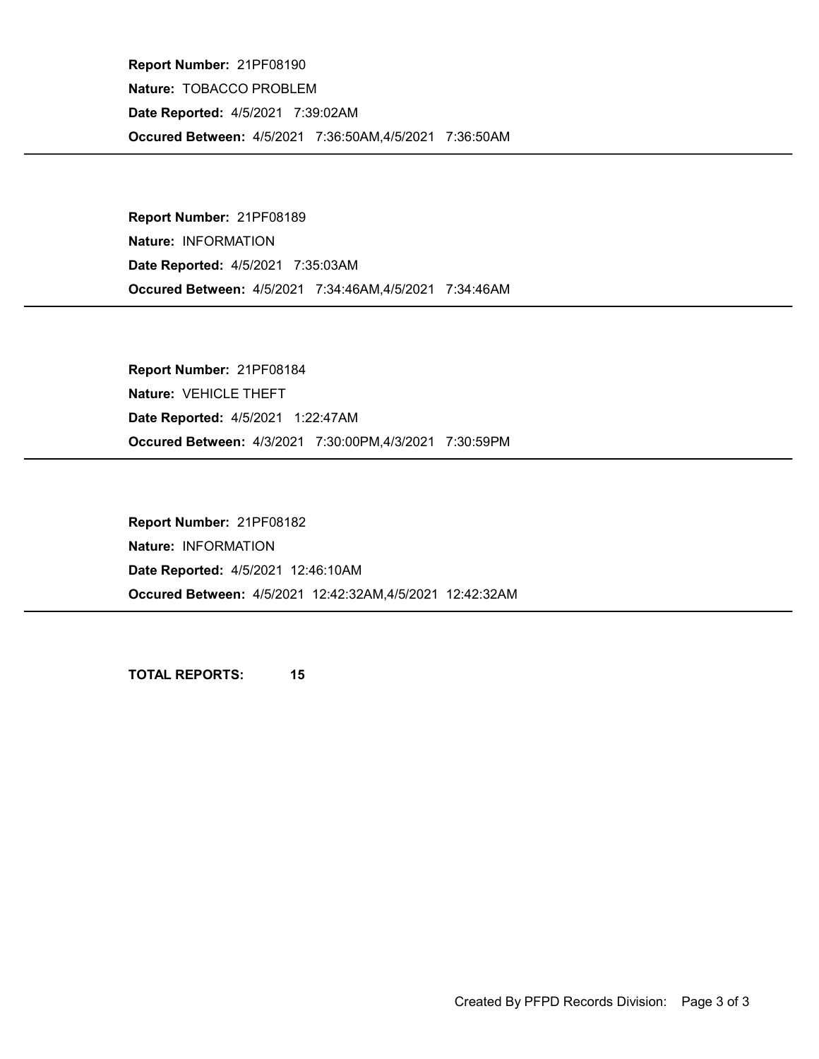**Report Number:** 21PF08190

**Nature:** TOBACCO PROBLEM

**Date Reported:** 4/5/2021 7:39:02AM

**Occured Between:** 4/5/2021 7:36:50AM,4/5/2021 7:36:50AM

---

**Report Number:** 21PF08189

**Nature:** INFORMATION

**Date Reported:** 4/5/2021 7:35:03AM

**Occured Between:** 4/5/2021 7:34:46AM,4/5/2021 7:34:46AM

---

**Report Number:** 21PF08184

**Nature:** VEHICLE THEFT

**Date Reported:** 4/5/2021 1:22:47AM

**Occured Between:** 4/3/2021 7:30:00PM,4/3/2021 7:30:59PM

---

**Report Number:** 21PF08182

**Nature:** INFORMATION

**Date Reported:** 4/5/2021 12:46:10AM

**Occured Between:** 4/5/2021 12:42:32AM,4/5/2021 12:42:32AM

---

**TOTAL REPORTS: 15**

Created By PFPD Records Division: